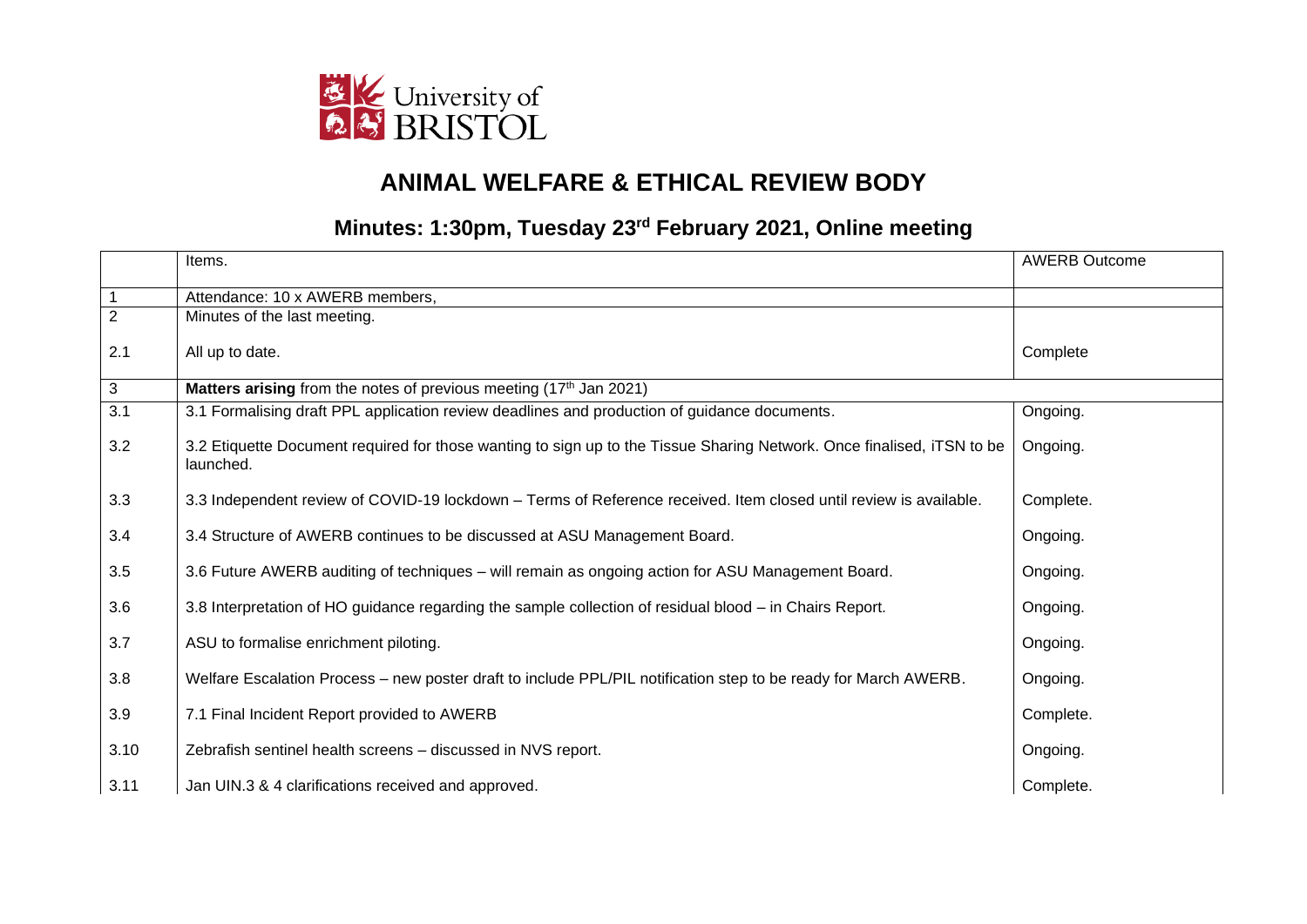University of BRISTOL

# ANIMAL WELFARE & ETHICAL REVIEW BODY

## Minutes: 1:30pm, Tuesday 23rd February 2021, Online meeting

| | Items. | AWERB Outcome |
|---|---|---|
| 1 | Attendance: 10 x AWERB members, | |
| 2 | Minutes of the last meeting. | |
| 2.1 | All up to date. | Complete |
| 3 | **Matters arising** from the notes of previous meeting (17th Jan 2021) | |
| 3.1 | 3.1 Formalising draft PPL application review deadlines and production of guidance documents. | Ongoing. |
| 3.2 | 3.2 Etiquette Document required for those wanting to sign up to the Tissue Sharing Network. Once finalised, iTSN to be launched. | Ongoing. |
| 3.3 | 3.3 Independent review of COVID-19 lockdown – Terms of Reference received. Item closed until review is available. | Complete. |
| 3.4 | 3.4 Structure of AWERB continues to be discussed at ASU Management Board. | Ongoing. |
| 3.5 | 3.6 Future AWERB auditing of techniques – will remain as ongoing action for ASU Management Board. | Ongoing. |
| 3.6 | 3.8 Interpretation of HO guidance regarding the sample collection of residual blood – in Chairs Report. | Ongoing. |
| 3.7 | ASU to formalise enrichment piloting. | Ongoing. |
| 3.8 | Welfare Escalation Process – new poster draft to include PPL/PIL notification step to be ready for March AWERB. | Ongoing. |
| 3.9 | 7.1 Final Incident Report provided to AWERB | Complete. |
| 3.10 | Zebrafish sentinel health screens – discussed in NVS report. | Ongoing. |
| 3.11 | Jan UIN.3 & 4 clarifications received and approved. | Complete. |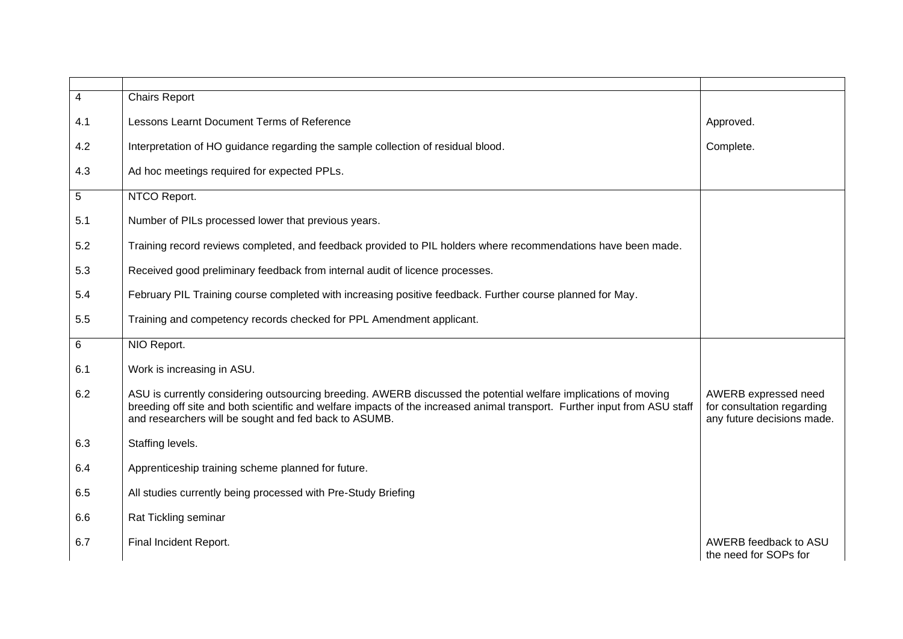| | | |
|---|---|---|
| 4 | Chairs Report | |
| 4.1 | Lessons Learnt Document Terms of Reference | Approved. |
| 4.2 | Interpretation of HO guidance regarding the sample collection of residual blood. | Complete. |
| 4.3 | Ad hoc meetings required for expected PPLs. | |
| 5 | NTCO Report. | |
| 5.1 | Number of PILs processed lower that previous years. | |
| 5.2 | Training record reviews completed, and feedback provided to PIL holders where recommendations have been made. | |
| 5.3 | Received good preliminary feedback from internal audit of licence processes. | |
| 5.4 | February PIL Training course completed with increasing positive feedback. Further course planned for May. | |
| 5.5 | Training and competency records checked for PPL Amendment applicant. | |
| 6 | NIO Report. | |
| 6.1 | Work is increasing in ASU. | |
| 6.2 | ASU is currently considering outsourcing breeding. AWERB discussed the potential welfare implications of moving breeding off site and both scientific and welfare impacts of the increased animal transport. Further input from ASU staff and researchers will be sought and fed back to ASUMB. | AWERB expressed need for consultation regarding any future decisions made. |
| 6.3 | Staffing levels. | |
| 6.4 | Apprenticeship training scheme planned for future. | |
| 6.5 | All studies currently being processed with Pre-Study Briefing | |
| 6.6 | Rat Tickling seminar | |
| 6.7 | Final Incident Report. | AWERB feedback to ASU the need for SOPs for |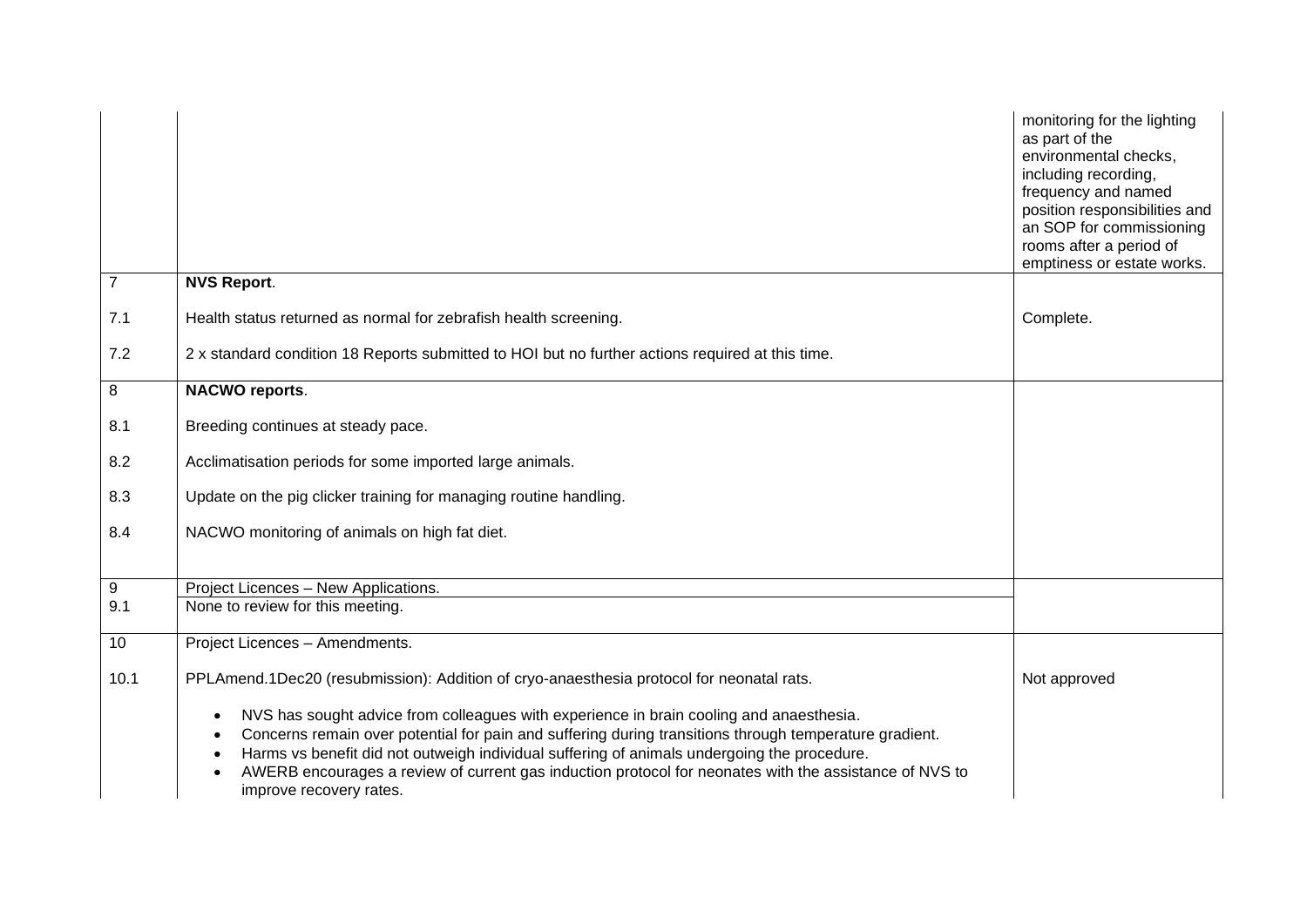| | | |
|---|---|---|
| | | monitoring for the lighting as part of the environmental checks, including recording, frequency and named position responsibilities and an SOP for commissioning rooms after a period of emptiness or estate works. |
| 7 | **NVS Report**. | |
| 7.1 | Health status returned as normal for zebrafish health screening. | Complete. |
| 7.2 | 2 x standard condition 18 Reports submitted to HOI but no further actions required at this time. | |
| 8 | **NACWO reports**. | |
| 8.1 | Breeding continues at steady pace. | |
| 8.2 | Acclimatisation periods for some imported large animals. | |
| 8.3 | Update on the pig clicker training for managing routine handling. | |
| 8.4 | NACWO monitoring of animals on high fat diet. | |
| 9 | Project Licences – New Applications. | |
| 9.1 | None to review for this meeting. | |
| 10 | Project Licences – Amendments. | |
| 10.1 | PPLAmend.1Dec20 (resubmission): Addition of cryo-anaesthesia protocol for neonatal rats.<br><br>• NVS has sought advice from colleagues with experience in brain cooling and anaesthesia.<br>• Concerns remain over potential for pain and suffering during transitions through temperature gradient.<br>• Harms vs benefit did not outweigh individual suffering of animals undergoing the procedure.<br>• AWERB encourages a review of current gas induction protocol for neonates with the assistance of NVS to improve recovery rates. | Not approved |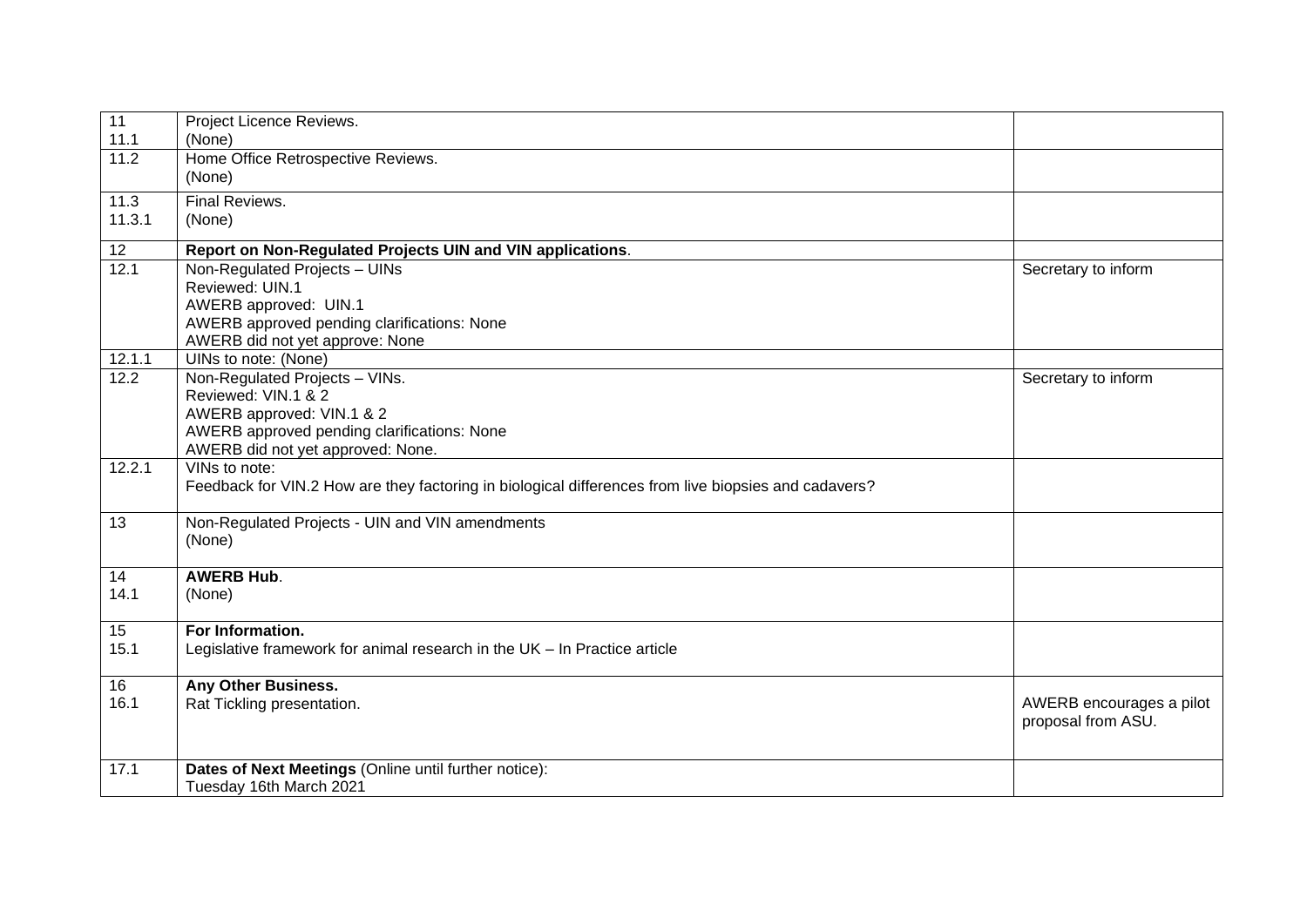| | | |
|---|---|---|
| 11<br>11.1 | Project Licence Reviews.<br>(None) | |
| 11.2 | Home Office Retrospective Reviews.<br>(None) | |
| 11.3<br>11.3.1 | Final Reviews.<br>(None) | |
| 12 | **Report on Non-Regulated Projects UIN and VIN applications**. | |
| 12.1 | Non-Regulated Projects – UINs<br>Reviewed: UIN.1<br>AWERB approved: UIN.1<br>AWERB approved pending clarifications: None<br>AWERB did not yet approve: None | Secretary to inform |
| 12.1.1 | UINs to note: (None) | |
| 12.2 | Non-Regulated Projects – VINs.<br>Reviewed: VIN.1 & 2<br>AWERB approved: VIN.1 & 2<br>AWERB approved pending clarifications: None<br>AWERB did not yet approved: None. | Secretary to inform |
| 12.2.1 | VINs to note:<br>Feedback for VIN.2 How are they factoring in biological differences from live biopsies and cadavers? | |
| 13 | Non-Regulated Projects - UIN and VIN amendments<br>(None) | |
| 14<br>14.1 | **AWERB Hub**.<br>(None) | |
| 15<br>15.1 | **For Information.**<br>Legislative framework for animal research in the UK – In Practice article | |
| 16<br>16.1 | **Any Other Business.**<br>Rat Tickling presentation. | AWERB encourages a pilot proposal from ASU. |
| 17.1 | **Dates of Next Meetings** (Online until further notice):<br>Tuesday 16th March 2021 | |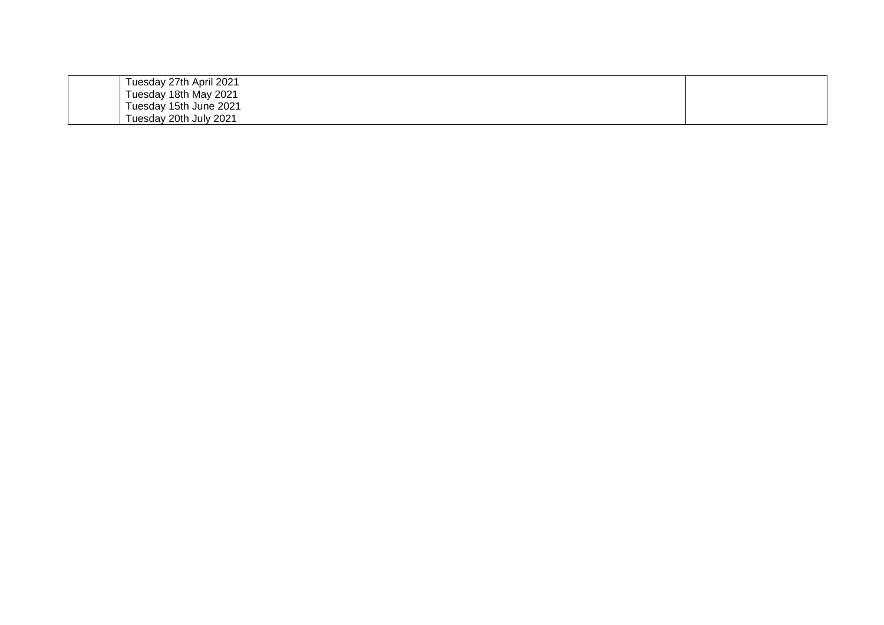| | | |
|---|---|---|
| | Tuesday 27th April 2021<br>Tuesday 18th May 2021<br>Tuesday 15th June 2021<br>Tuesday 20th July 2021 | |